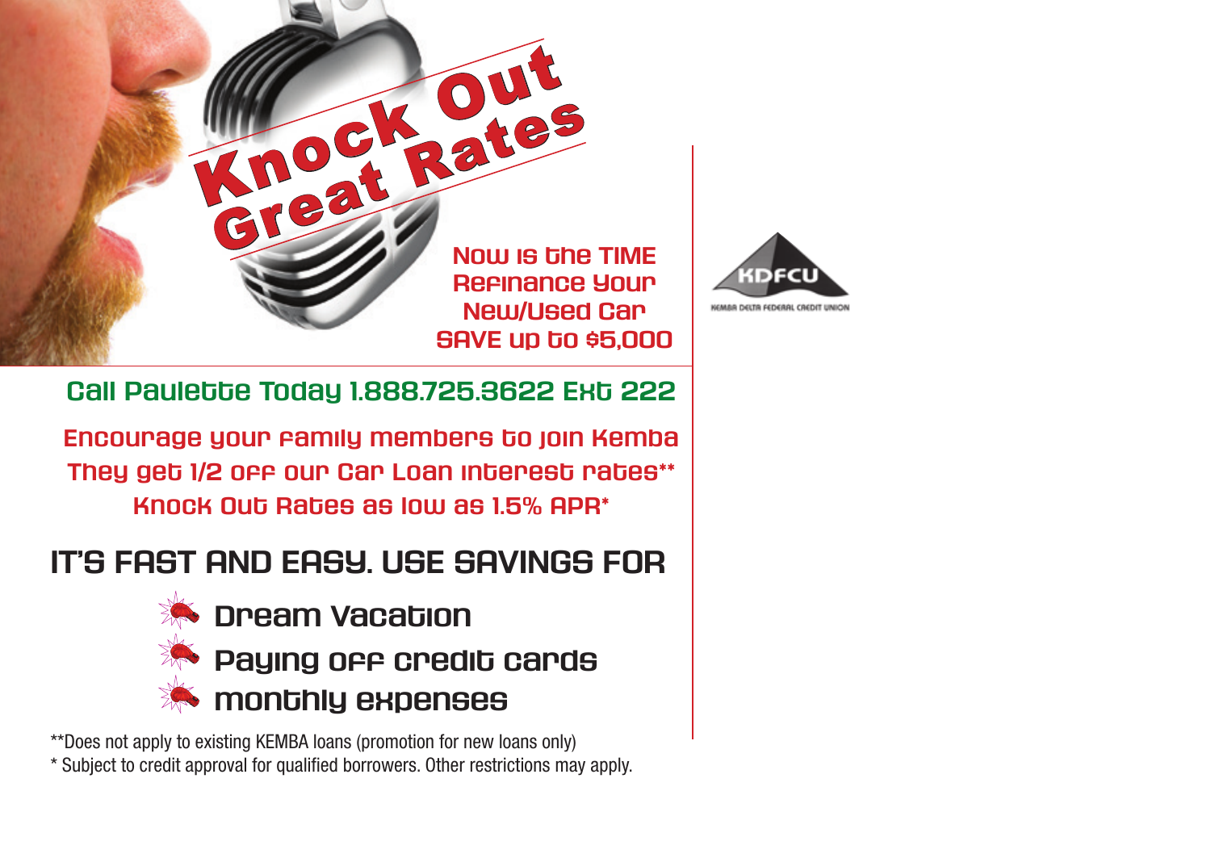# Knock Out Great Rates

Now is the TIME
Refinance Your
New/Used Car
SAVE up to $5,000

KDFCU
KEMBA DELTA FEDERAL CREDIT UNION

## Call Paulette Today 1.888.725.3622 Ext 222

Encourage your family members to join Kemba
They get 1/2 off our Car Loan interest rates**
Knock Out Rates as low as 1.5% APR*

## IT'S FAST AND EASY. USE SAVINGS FOR

- Dream Vacation
- Paying off credit cards
- monthly expenses

**Does not apply to existing KEMBA loans (promotion for new loans only)
* Subject to credit approval for qualified borrowers. Other restrictions may apply.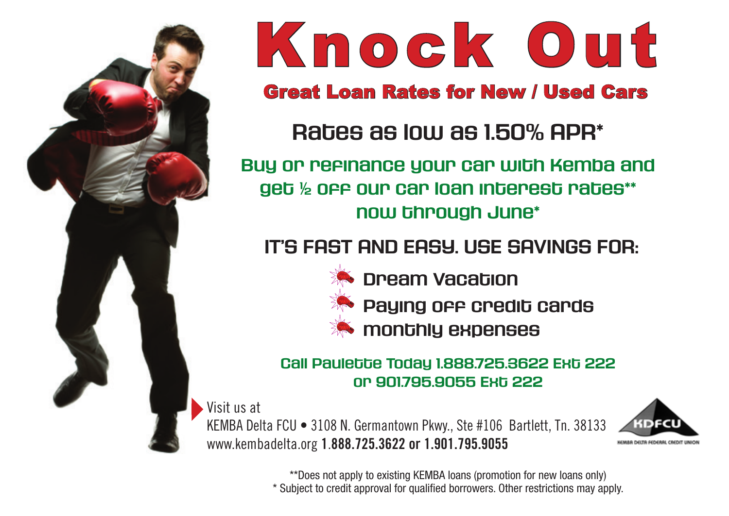# Knock Out

## Great Loan Rates for New / Used Cars

### Rates as low as 1.50% APR*

Buy or refinance your car with Kemba and get ½ off our car loan interest rates** now through June*

### IT'S FAST AND EASY. USE SAVINGS FOR:

- Dream Vacation
- Paying off credit cards
- monthly expenses

**Call Paulette Today 1.888.725.3622 Ext 222 or 901.795.9055 Ext 222**

Visit us at
KEMBA Delta FCU • 3108 N. Germantown Pkwy., Ste #106 Bartlett, Tn. 38133
www.kembadelta.org **1.888.725.3622 or 1.901.795.9055**

KDFCU
KEMBA DELTA FEDERAL CREDIT UNION

**Does not apply to existing KEMBA loans (promotion for new loans only)
* Subject to credit approval for qualified borrowers. Other restrictions may apply.